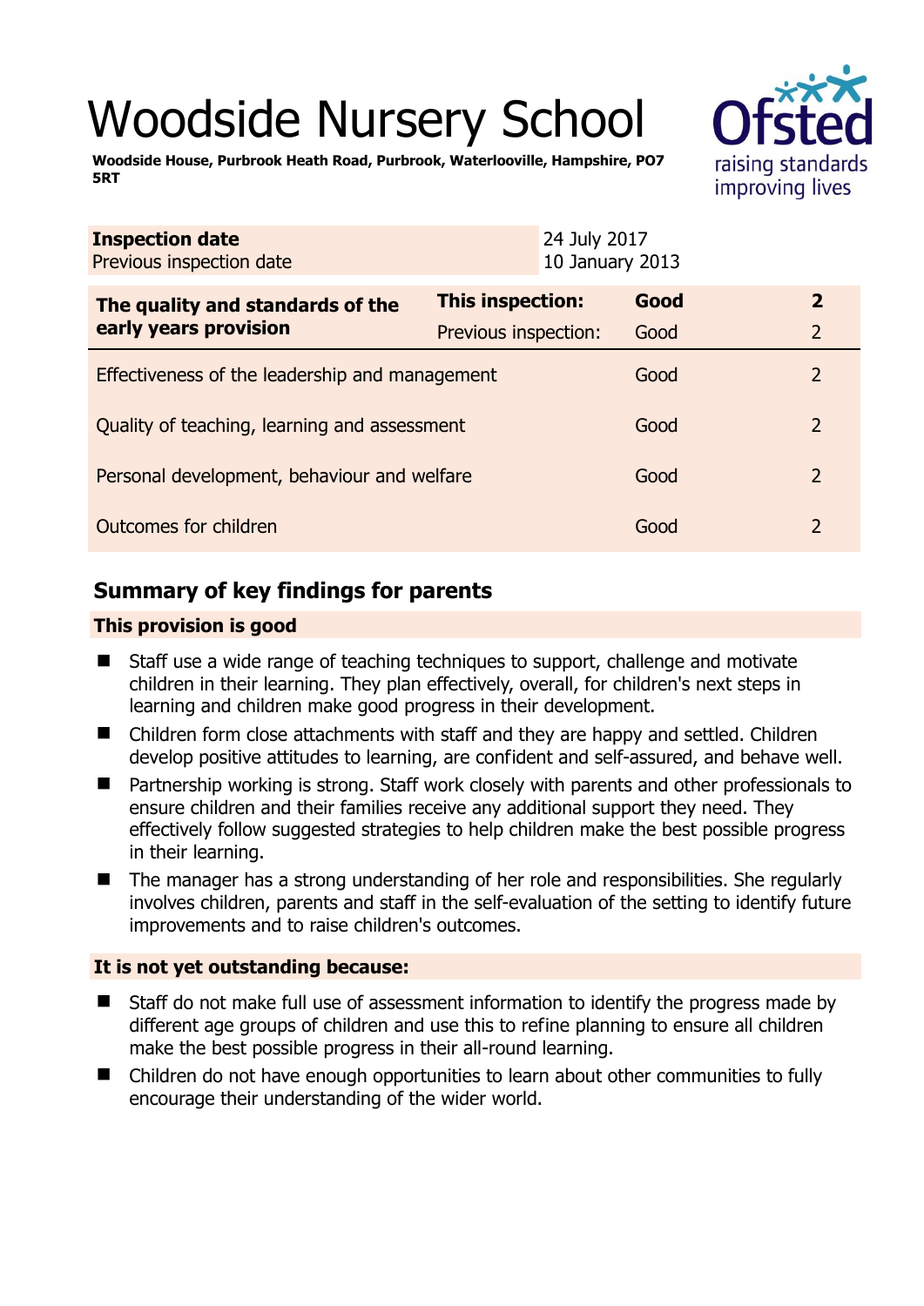# Woodside Nursery School

**Woodside House, Purbrook Heath Road, Purbrook, Waterlooville, Hampshire, PO7 5RT**

| **Inspection date** | 24 July 2017 |
|---|---|
| Previous inspection date | 10 January 2013 |

| **The quality and standards of the early years provision** | **This inspection:** | **Good** | **2** |
|---|---|---|---|
| | Previous inspection: | Good | 2 |
| Effectiveness of the leadership and management | | Good | 2 |
| Quality of teaching, learning and assessment | | Good | 2 |
| Personal development, behaviour and welfare | | Good | 2 |
| Outcomes for children | | Good | 2 |

## Summary of key findings for parents

**This provision is good**

- Staff use a wide range of teaching techniques to support, challenge and motivate children in their learning. They plan effectively, overall, for children's next steps in learning and children make good progress in their development.
- Children form close attachments with staff and they are happy and settled. Children develop positive attitudes to learning, are confident and self-assured, and behave well.
- Partnership working is strong. Staff work closely with parents and other professionals to ensure children and their families receive any additional support they need. They effectively follow suggested strategies to help children make the best possible progress in their learning.
- The manager has a strong understanding of her role and responsibilities. She regularly involves children, parents and staff in the self-evaluation of the setting to identify future improvements and to raise children's outcomes.

**It is not yet outstanding because:**

- Staff do not make full use of assessment information to identify the progress made by different age groups of children and use this to refine planning to ensure all children make the best possible progress in their all-round learning.
- Children do not have enough opportunities to learn about other communities to fully encourage their understanding of the wider world.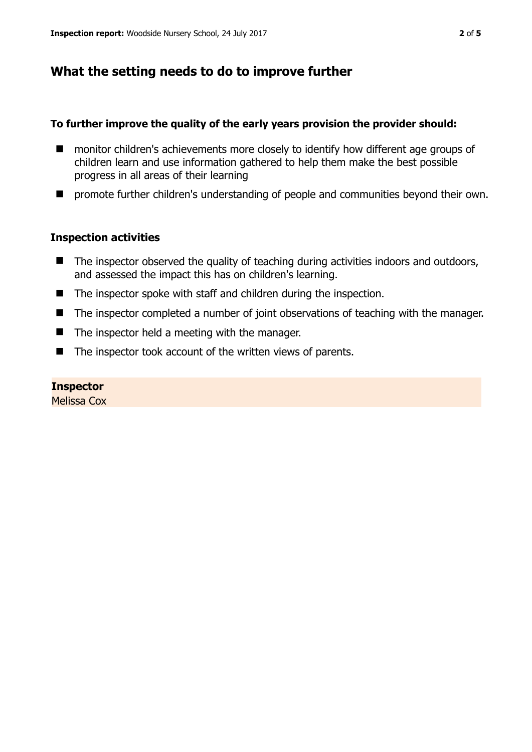## What the setting needs to do to improve further

**To further improve the quality of the early years provision the provider should:**

- monitor children's achievements more closely to identify how different age groups of children learn and use information gathered to help them make the best possible progress in all areas of their learning
- promote further children's understanding of people and communities beyond their own.

### Inspection activities

- The inspector observed the quality of teaching during activities indoors and outdoors, and assessed the impact this has on children's learning.
- The inspector spoke with staff and children during the inspection.
- The inspector completed a number of joint observations of teaching with the manager.
- The inspector held a meeting with the manager.
- The inspector took account of the written views of parents.

**Inspector**
Melissa Cox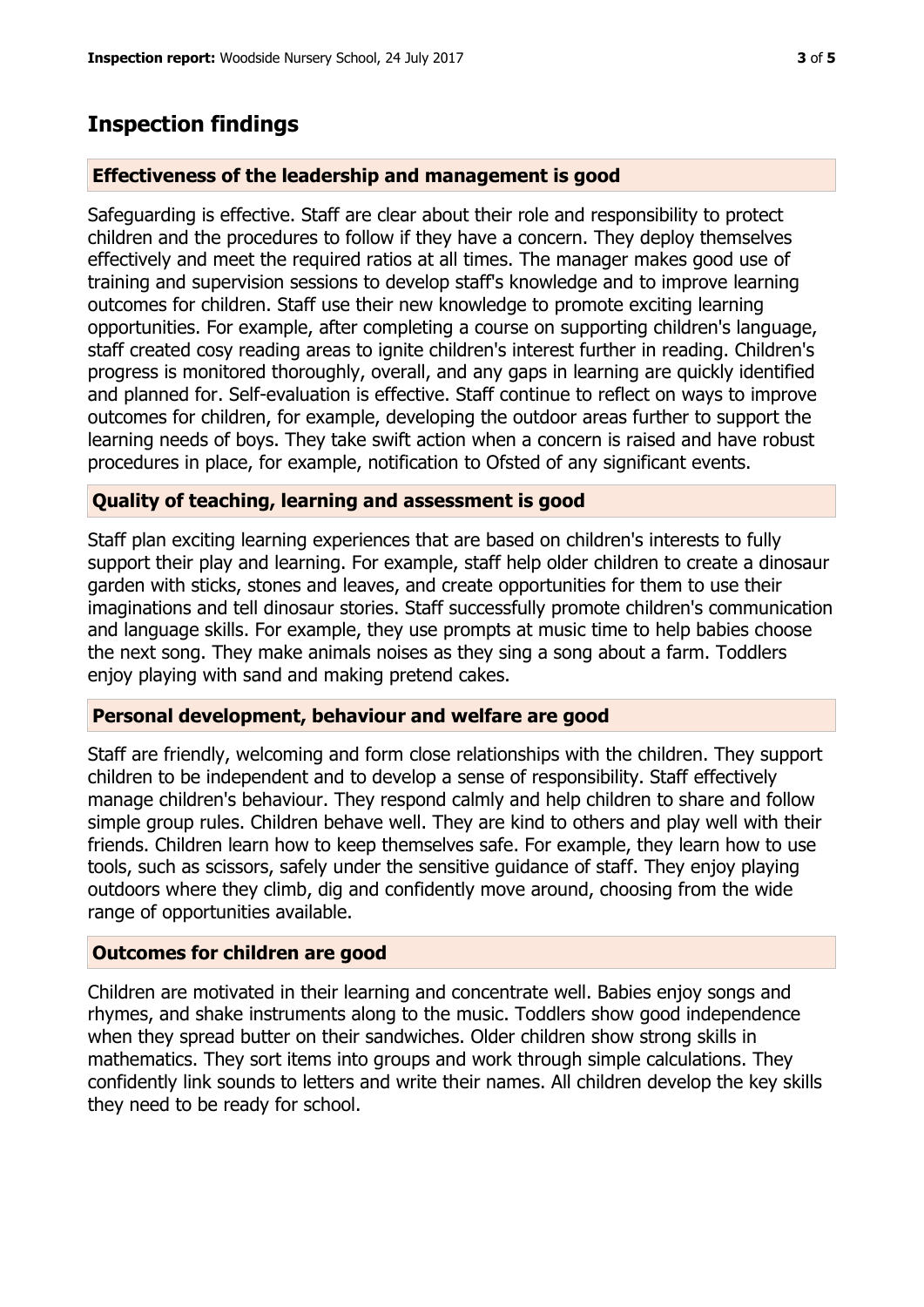## Inspection findings

### Effectiveness of the leadership and management is good

Safeguarding is effective. Staff are clear about their role and responsibility to protect children and the procedures to follow if they have a concern. They deploy themselves effectively and meet the required ratios at all times. The manager makes good use of training and supervision sessions to develop staff's knowledge and to improve learning outcomes for children. Staff use their new knowledge to promote exciting learning opportunities. For example, after completing a course on supporting children's language, staff created cosy reading areas to ignite children's interest further in reading. Children's progress is monitored thoroughly, overall, and any gaps in learning are quickly identified and planned for. Self-evaluation is effective. Staff continue to reflect on ways to improve outcomes for children, for example, developing the outdoor areas further to support the learning needs of boys. They take swift action when a concern is raised and have robust procedures in place, for example, notification to Ofsted of any significant events.

### Quality of teaching, learning and assessment is good

Staff plan exciting learning experiences that are based on children's interests to fully support their play and learning. For example, staff help older children to create a dinosaur garden with sticks, stones and leaves, and create opportunities for them to use their imaginations and tell dinosaur stories. Staff successfully promote children's communication and language skills. For example, they use prompts at music time to help babies choose the next song. They make animals noises as they sing a song about a farm. Toddlers enjoy playing with sand and making pretend cakes.

### Personal development, behaviour and welfare are good

Staff are friendly, welcoming and form close relationships with the children. They support children to be independent and to develop a sense of responsibility. Staff effectively manage children's behaviour. They respond calmly and help children to share and follow simple group rules. Children behave well. They are kind to others and play well with their friends. Children learn how to keep themselves safe. For example, they learn how to use tools, such as scissors, safely under the sensitive guidance of staff. They enjoy playing outdoors where they climb, dig and confidently move around, choosing from the wide range of opportunities available.

### Outcomes for children are good

Children are motivated in their learning and concentrate well. Babies enjoy songs and rhymes, and shake instruments along to the music. Toddlers show good independence when they spread butter on their sandwiches. Older children show strong skills in mathematics. They sort items into groups and work through simple calculations. They confidently link sounds to letters and write their names. All children develop the key skills they need to be ready for school.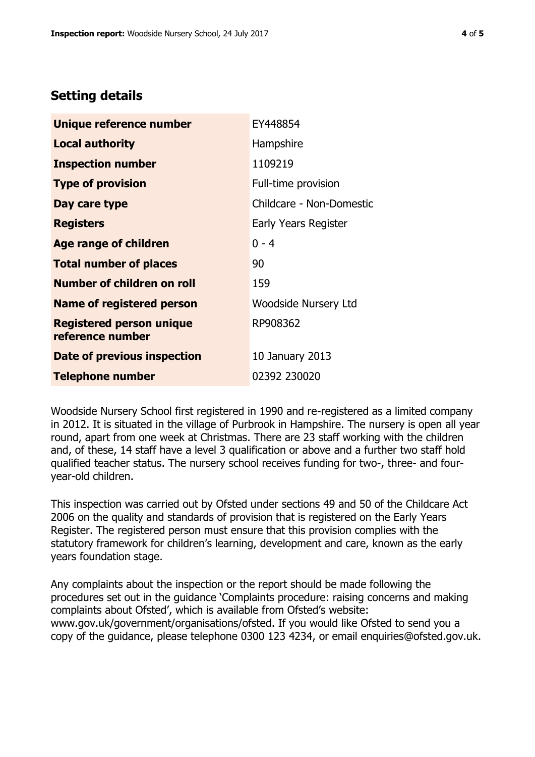## Setting details

| | |
|---|---|
| **Unique reference number** | EY448854 |
| **Local authority** | Hampshire |
| **Inspection number** | 1109219 |
| **Type of provision** | Full-time provision |
| **Day care type** | Childcare - Non-Domestic |
| **Registers** | Early Years Register |
| **Age range of children** | 0 - 4 |
| **Total number of places** | 90 |
| **Number of children on roll** | 159 |
| **Name of registered person** | Woodside Nursery Ltd |
| **Registered person unique reference number** | RP908362 |
| **Date of previous inspection** | 10 January 2013 |
| **Telephone number** | 02392 230020 |

Woodside Nursery School first registered in 1990 and re-registered as a limited company in 2012. It is situated in the village of Purbrook in Hampshire. The nursery is open all year round, apart from one week at Christmas. There are 23 staff working with the children and, of these, 14 staff have a level 3 qualification or above and a further two staff hold qualified teacher status. The nursery school receives funding for two-, three- and four-year-old children.

This inspection was carried out by Ofsted under sections 49 and 50 of the Childcare Act 2006 on the quality and standards of provision that is registered on the Early Years Register. The registered person must ensure that this provision complies with the statutory framework for children's learning, development and care, known as the early years foundation stage.

Any complaints about the inspection or the report should be made following the procedures set out in the guidance 'Complaints procedure: raising concerns and making complaints about Ofsted', which is available from Ofsted's website: www.gov.uk/government/organisations/ofsted. If you would like Ofsted to send you a copy of the guidance, please telephone 0300 123 4234, or email enquiries@ofsted.gov.uk.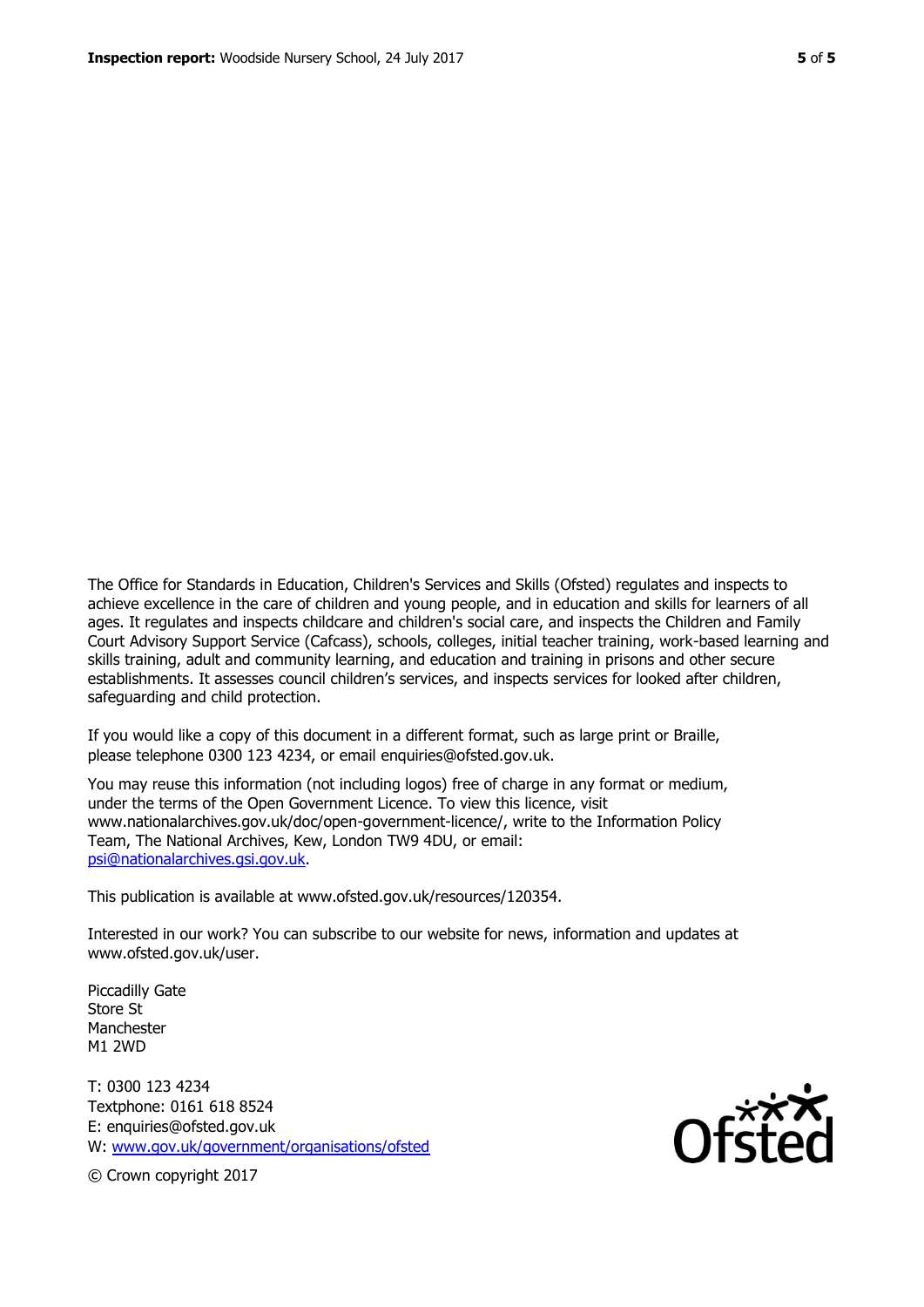The Office for Standards in Education, Children's Services and Skills (Ofsted) regulates and inspects to achieve excellence in the care of children and young people, and in education and skills for learners of all ages. It regulates and inspects childcare and children's social care, and inspects the Children and Family Court Advisory Support Service (Cafcass), schools, colleges, initial teacher training, work-based learning and skills training, adult and community learning, and education and training in prisons and other secure establishments. It assesses council children's services, and inspects services for looked after children, safeguarding and child protection.

If you would like a copy of this document in a different format, such as large print or Braille, please telephone 0300 123 4234, or email enquiries@ofsted.gov.uk.

You may reuse this information (not including logos) free of charge in any format or medium, under the terms of the Open Government Licence. To view this licence, visit www.nationalarchives.gov.uk/doc/open-government-licence/, write to the Information Policy Team, The National Archives, Kew, London TW9 4DU, or email: psi@nationalarchives.gsi.gov.uk.

This publication is available at www.ofsted.gov.uk/resources/120354.

Interested in our work? You can subscribe to our website for news, information and updates at www.ofsted.gov.uk/user.

Piccadilly Gate
Store St
Manchester
M1 2WD

T: 0300 123 4234
Textphone: 0161 618 8524
E: enquiries@ofsted.gov.uk
W: www.gov.uk/government/organisations/ofsted

© Crown copyright 2017